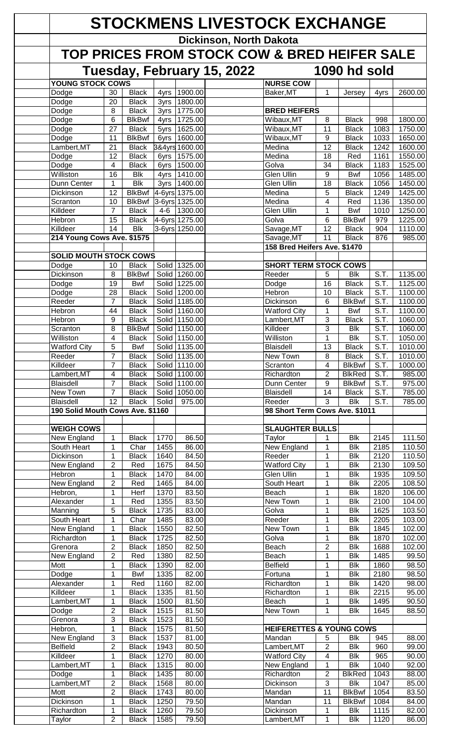# STOCKMENS LIVESTOCK EXCHANGE

## Dickinson, North Dakota

## TOP PRICES FROM STOCK COW & BRED HEIFER SALE

### Tuesday, February 15, 2022 — 1090 hd sold

**YOUNG STOCK COWS**

| Location | Head | Type | Age | Price |
|---|---|---|---|---|
| Dodge | 30 | Black | 4yrs | 1900.00 |
| Dodge | 20 | Black | 3yrs | 1800.00 |
| Dodge | 8 | Black | 3yrs | 1775.00 |
| Dodge | 6 | BlkBwf | 4yrs | 1725.00 |
| Dodge | 27 | Black | 5yrs | 1625.00 |
| Dodge | 11 | BlkBwf | 6yrs | 1600.00 |
| Lambert,MT | 21 | Black | 3&4yrs | 1600.00 |
| Dodge | 12 | Black | 6yrs | 1575.00 |
| Dodge | 4 | Black | 6yrs | 1500.00 |
| Williston | 16 | Blk | 4yrs | 1410.00 |
| Dunn Center | 1 | Blk | 3yrs | 1400.00 |
| Dickinson | 12 | BlkBwf | 4-6yrs | 1375.00 |
| Scranton | 10 | BlkBwf | 3-6yrs | 1325.00 |
| Killdeer | 7 | Black | 4-6 | 1300.00 |
| Hebron | 15 | Black | 4-6yrs | 1275.00 |
| Killdeer | 14 | Blk | 3-6yrs | 1250.00 |

**214 Young Cows Ave. $1575**

**SOLID MOUTH STOCK COWS**

| Location | Head | Type | Age | Price |
|---|---|---|---|---|
| Dodge | 10 | Black | Solid | 1325.00 |
| Dickinson | 8 | BlkBwf | Solid | 1260.00 |
| Dodge | 19 | Bwf | Solid | 1225.00 |
| Dodge | 28 | Black | Solid | 1200.00 |
| Reeder | 7 | Black | Solid | 1185.00 |
| Hebron | 44 | Black | Solid | 1160.00 |
| Hebron | 9 | Black | Solid | 1150.00 |
| Scranton | 8 | BlkBwf | Solid | 1150.00 |
| Williston | 4 | Black | Solid | 1150.00 |
| Watford City | 5 | Bwf | Solid | 1135.00 |
| Reeder | 7 | Black | Solid | 1135.00 |
| Killdeer | 7 | Black | Solid | 1110.00 |
| Lambert,MT | 4 | Black | Solid | 1100.00 |
| Blaisdell | 7 | Black | Solid | 1100.00 |
| New Town | 7 | Black | Solid | 1050.00 |
| Blaisdell | 12 | Black | Solid | 975.00 |

**190 Solid Mouth Cows Ave. $1160**

**WEIGH COWS**

| Location | Head | Type | Weight | Price |
|---|---|---|---|---|
| New England | 1 | Black | 1770 | 86.50 |
| South Heart | 1 | Char | 1455 | 86.00 |
| Dickinson | 1 | Black | 1640 | 84.50 |
| New England | 2 | Red | 1675 | 84.50 |
| Hebron | 1 | Black | 1470 | 84.00 |
| New England | 2 | Red | 1465 | 84.00 |
| Hebron, | 1 | Herf | 1370 | 83.50 |
| Alexander | 1 | Red | 1355 | 83.50 |
| Manning | 5 | Black | 1735 | 83.00 |
| South Heart | 1 | Char | 1485 | 83.00 |
| New England | 1 | Black | 1550 | 82.50 |
| Richardton | 1 | Black | 1725 | 82.50 |
| Grenora | 2 | Black | 1850 | 82.50 |
| New England | 2 | Red | 1380 | 82.50 |
| Mott | 1 | Black | 1390 | 82.00 |
| Dodge | 1 | Bwf | 1335 | 82.00 |
| Alexander | 1 | Red | 1160 | 82.00 |
| Killdeer | 1 | Black | 1335 | 81.50 |
| Lambert,MT | 1 | Black | 1500 | 81.50 |
| Dodge | 2 | Black | 1515 | 81.50 |
| Grenora | 3 | Black | 1523 | 81.50 |
| Hebron, | 1 | Black | 1575 | 81.50 |
| New England | 3 | Black | 1537 | 81.00 |
| Belfield | 2 | Black | 1943 | 80.50 |
| Killdeer | 1 | Black | 1270 | 80.00 |
| Lambert,MT | 1 | Black | 1315 | 80.00 |
| Dodge | 1 | Black | 1435 | 80.00 |
| Lambert,MT | 2 | Black | 1568 | 80.00 |
| Mott | 2 | Black | 1743 | 80.00 |
| Dickinson | 1 | Black | 1250 | 79.50 |
| Richardton | 1 | Black | 1260 | 79.50 |
| Taylor | 2 | Black | 1585 | 79.50 |

**NURSE COW**

| Location | Head | Type | Age | Price |
|---|---|---|---|---|
| Baker,MT | 1 | Jersey | 4yrs | 2600.00 |

**BRED HEIFERS**

| Location | Head | Type | Weight | Price |
|---|---|---|---|---|
| Wibaux,MT | 8 | Black | 998 | 1800.00 |
| Wibaux,MT | 11 | Black | 1083 | 1750.00 |
| Wibaux,MT | 9 | Black | 1033 | 1650.00 |
| Medina | 12 | Black | 1242 | 1600.00 |
| Medina | 18 | Red | 1161 | 1550.00 |
| Golva | 34 | Black | 1183 | 1525.00 |
| Glen Ullin | 9 | Bwf | 1056 | 1485.00 |
| Glen Ullin | 18 | Black | 1056 | 1450.00 |
| Medina | 5 | Black | 1249 | 1425.00 |
| Medina | 4 | Red | 1136 | 1350.00 |
| Glen Ullin | 1 | Bwf | 1010 | 1250.00 |
| Golva | 6 | BlkBwf | 979 | 1225.00 |
| Savage,MT | 12 | Black | 904 | 1110.00 |
| Savage,MT | 11 | Black | 876 | 985.00 |

**158 Bred Heifers Ave. $1470**

**SHORT TERM STOCK COWS**

| Location | Head | Type | Age | Price |
|---|---|---|---|---|
| Reeder | 5 | Blk | S.T. | 1135.00 |
| Dodge | 16 | Black | S.T. | 1125.00 |
| Hebron | 10 | Black | S.T. | 1100.00 |
| Dickinson | 6 | BlkBwf | S.T. | 1100.00 |
| Watford City | 1 | Bwf | S.T. | 1100.00 |
| Lambert,MT | 3 | Black | S.T. | 1060.00 |
| Killdeer | 3 | Blk | S.T. | 1060.00 |
| Williston | 1 | Blk | S.T. | 1050.00 |
| Blaisdell | 13 | Black | S.T. | 1010.00 |
| New Town | 8 | Black | S.T. | 1010.00 |
| Scranton | 4 | BlkBwf | S.T. | 1000.00 |
| Richardton | 2 | BlkRed | S.T. | 985.00 |
| Dunn Center | 9 | BlkBwf | S.T. | 975.00 |
| Blaisdell | 14 | Black | S.T. | 785.00 |
| Reeder | 3 | Blk | S.T. | 785.00 |

**98 Short Term Cows Ave. $1011**

**SLAUGHTER BULLS**

| Location | Head | Type | Weight | Price |
|---|---|---|---|---|
| Taylor | 1 | Blk | 2145 | 111.50 |
| New England | 1 | Blk | 2185 | 110.50 |
| Reeder | 1 | Blk | 2120 | 110.50 |
| Watford City | 1 | Blk | 2130 | 109.50 |
| Glen Ullin | 1 | Blk | 1935 | 109.50 |
| South Heart | 1 | Blk | 2205 | 108.50 |
| Beach | 1 | Blk | 1820 | 106.00 |
| New Town | 1 | Blk | 2100 | 104.00 |
| Golva | 1 | Blk | 1625 | 103.50 |
| Reeder | 1 | Blk | 2205 | 103.00 |
| New Town | 1 | Blk | 1845 | 102.00 |
| Golva | 1 | Blk | 1870 | 102.00 |
| Beach | 2 | Blk | 1688 | 102.00 |
| Beach | 1 | Blk | 1485 | 99.50 |
| Belfield | 1 | Blk | 1860 | 98.50 |
| Fortuna | 1 | Blk | 2180 | 98.50 |
| Richardton | 1 | Blk | 1420 | 98.00 |
| Richardton | 1 | Blk | 2215 | 95.00 |
| Beach | 1 | Blk | 1495 | 90.50 |
| New Town | 1 | Blk | 1645 | 88.50 |

**HEIFERETTES & YOUNG COWS**

| Location | Head | Type | Weight | Price |
|---|---|---|---|---|
| Mandan | 5 | Blk | 945 | 88.00 |
| Lambert,MT | 2 | Blk | 960 | 99.00 |
| Watford City | 4 | Blk | 965 | 90.00 |
| New England | 1 | Blk | 1040 | 92.00 |
| Richardton | 2 | BlkRed | 1043 | 88.00 |
| Dickinson | 3 | Blk | 1047 | 85.00 |
| Mandan | 11 | BlkBwf | 1054 | 83.50 |
| Mandan | 11 | BlkBwf | 1084 | 84.00 |
| Dickinson | 1 | Blk | 1115 | 82.00 |
| Lambert,MT | 1 | Blk | 1120 | 86.00 |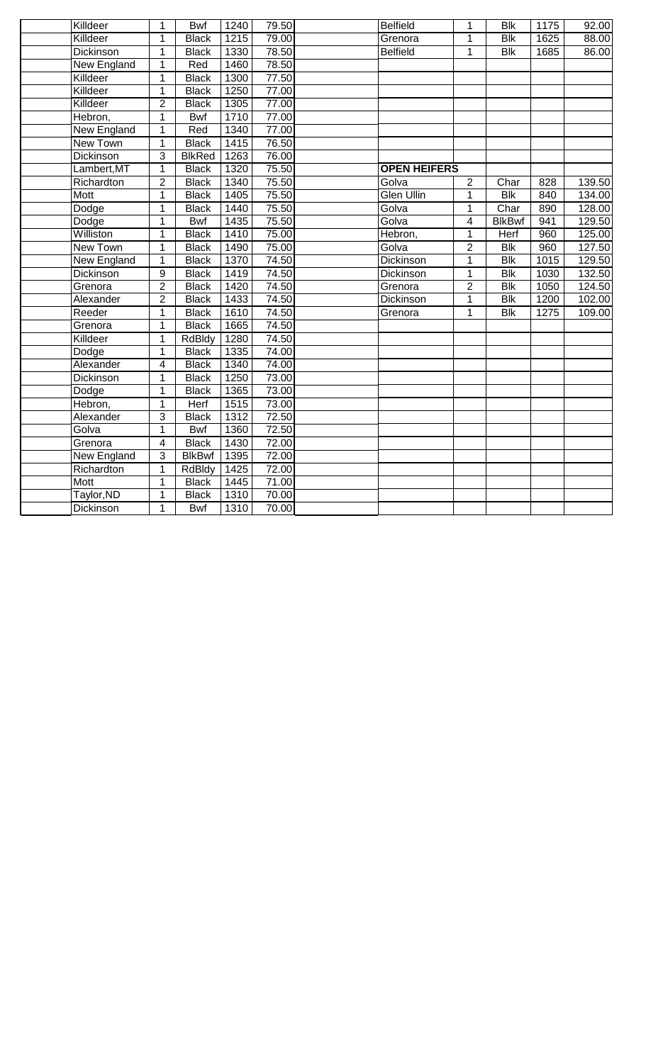| | | | | | | | | | |
|---|---|---|---|---|---|---|---|---|---|
| Killdeer | 1 | Bwf | 1240 | 79.50 | Belfield | 1 | Blk | 1175 | 92.00 |
| Killdeer | 1 | Black | 1215 | 79.00 | Grenora | 1 | Blk | 1625 | 88.00 |
| Dickinson | 1 | Black | 1330 | 78.50 | Belfield | 1 | Blk | 1685 | 86.00 |
| New England | 1 | Red | 1460 | 78.50 | | | | | |
| Killdeer | 1 | Black | 1300 | 77.50 | | | | | |
| Killdeer | 1 | Black | 1250 | 77.00 | | | | | |
| Killdeer | 2 | Black | 1305 | 77.00 | | | | | |
| Hebron, | 1 | Bwf | 1710 | 77.00 | | | | | |
| New England | 1 | Red | 1340 | 77.00 | | | | | |
| New Town | 1 | Black | 1415 | 76.50 | | | | | |
| Dickinson | 3 | BlkRed | 1263 | 76.00 | | | | | |
| Lambert,MT | 1 | Black | 1320 | 75.50 | **OPEN HEIFERS** | | | | |
| Richardton | 2 | Black | 1340 | 75.50 | Golva | 2 | Char | 828 | 139.50 |
| Mott | 1 | Black | 1405 | 75.50 | Glen Ullin | 1 | Blk | 840 | 134.00 |
| Dodge | 1 | Black | 1440 | 75.50 | Golva | 1 | Char | 890 | 128.00 |
| Dodge | 1 | Bwf | 1435 | 75.50 | Golva | 4 | BlkBwf | 941 | 129.50 |
| Williston | 1 | Black | 1410 | 75.00 | Hebron, | 1 | Herf | 960 | 125.00 |
| New Town | 1 | Black | 1490 | 75.00 | Golva | 2 | Blk | 960 | 127.50 |
| New England | 1 | Black | 1370 | 74.50 | Dickinson | 1 | Blk | 1015 | 129.50 |
| Dickinson | 9 | Black | 1419 | 74.50 | Dickinson | 1 | Blk | 1030 | 132.50 |
| Grenora | 2 | Black | 1420 | 74.50 | Grenora | 2 | Blk | 1050 | 124.50 |
| Alexander | 2 | Black | 1433 | 74.50 | Dickinson | 1 | Blk | 1200 | 102.00 |
| Reeder | 1 | Black | 1610 | 74.50 | Grenora | 1 | Blk | 1275 | 109.00 |
| Grenora | 1 | Black | 1665 | 74.50 | | | | | |
| Killdeer | 1 | RdBldy | 1280 | 74.50 | | | | | |
| Dodge | 1 | Black | 1335 | 74.00 | | | | | |
| Alexander | 4 | Black | 1340 | 74.00 | | | | | |
| Dickinson | 1 | Black | 1250 | 73.00 | | | | | |
| Dodge | 1 | Black | 1365 | 73.00 | | | | | |
| Hebron, | 1 | Herf | 1515 | 73.00 | | | | | |
| Alexander | 3 | Black | 1312 | 72.50 | | | | | |
| Golva | 1 | Bwf | 1360 | 72.50 | | | | | |
| Grenora | 4 | Black | 1430 | 72.00 | | | | | |
| New England | 3 | BlkBwf | 1395 | 72.00 | | | | | |
| Richardton | 1 | RdBldy | 1425 | 72.00 | | | | | |
| Mott | 1 | Black | 1445 | 71.00 | | | | | |
| Taylor,ND | 1 | Black | 1310 | 70.00 | | | | | |
| Dickinson | 1 | Bwf | 1310 | 70.00 | | | | | |